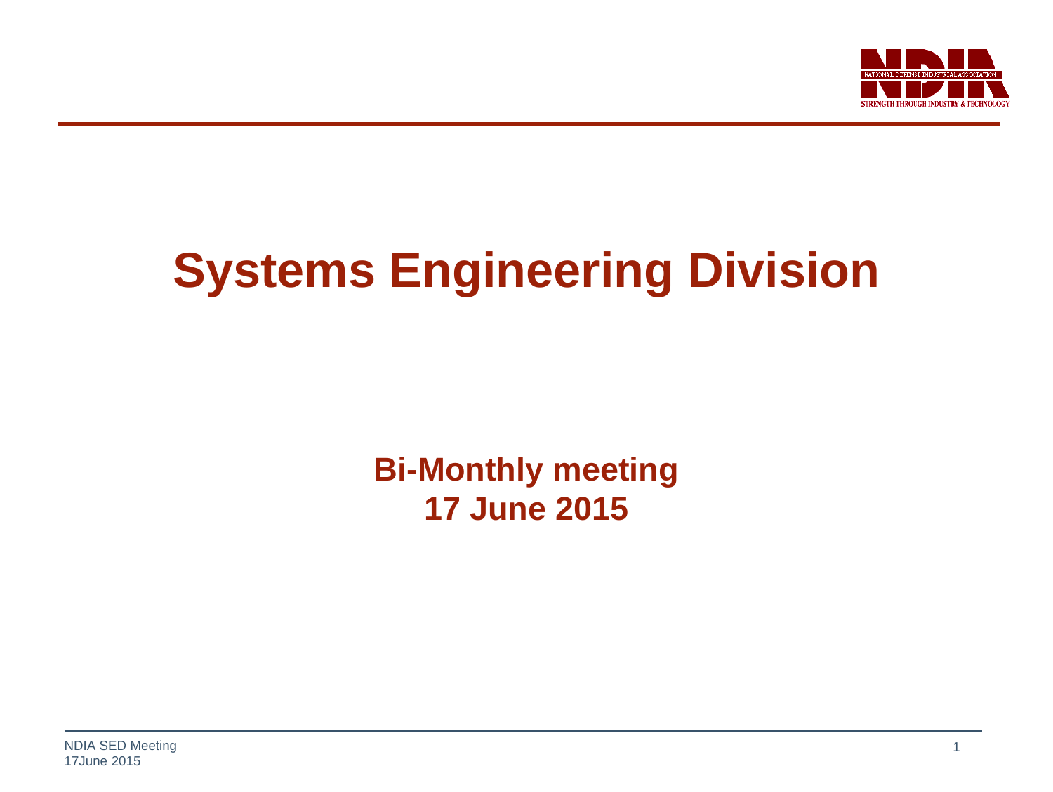# Systems Engineering Division

**Bi-Monthly meeting**
**17 June 2015**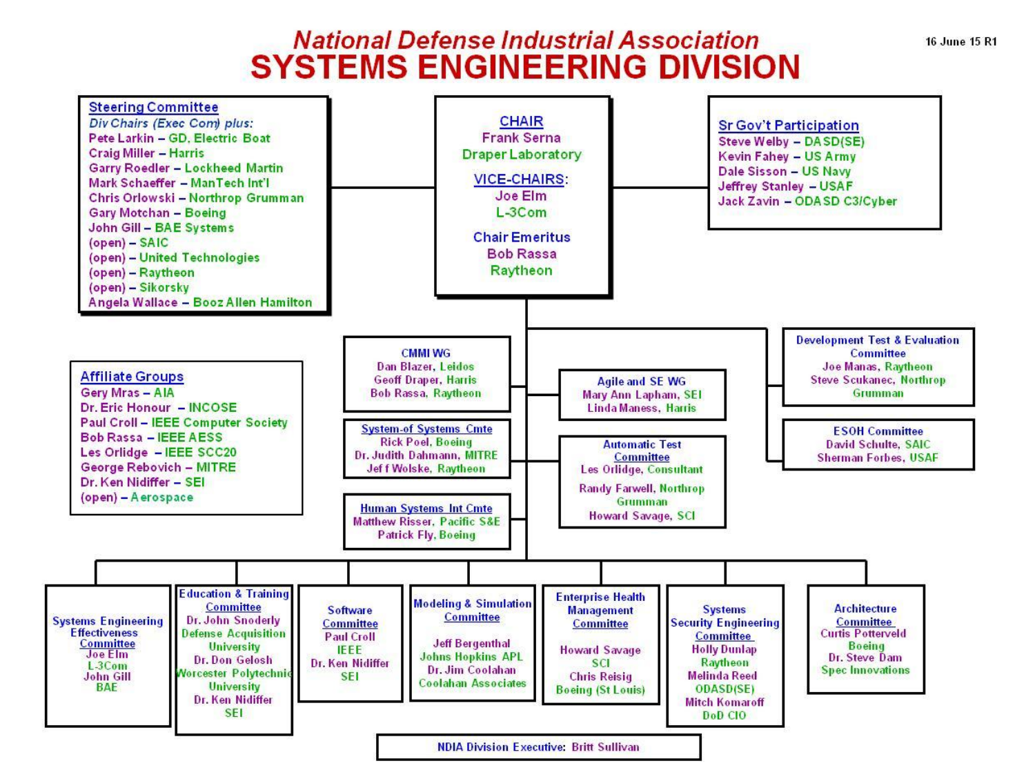# National Defense Industrial Association
# SYSTEMS ENGINEERING DIVISION

16 June 15 R1

## CHAIR
Frank Serna
Draper Laboratory

## VICE-CHAIRS:
Joe Elm
L-3Com

## Chair Emeritus
Bob Rassa
Raytheon

## Steering Committee
*Div Chairs (Exec Com) plus:*
- Pete Larkin – GD, Electric Boat
- Craig Miller – Harris
- Garry Roedler – Lockheed Martin
- Mark Schaeffer – ManTech Int'l
- Chris Orlowski – Northrop Grumman
- Gary Motchan – Boeing
- John Gill – BAE Systems
- (open) – SAIC
- (open) – United Technologies
- (open) – Raytheon
- (open) – Sikorsky
- Angela Wallace – Booz Allen Hamilton

## Sr Gov't Participation
- Steve Welby – DASD(SE)
- Kevin Fahey – US Army
- Dale Sisson – US Navy
- Jeffrey Stanley – USAF
- Jack Zavin – ODASD C3/Cyber

## Affiliate Groups
- Gery Mras – AIA
- Dr. Eric Honour – INCOSE
- Paul Croll – IEEE Computer Society
- Bob Rassa – IEEE AESS
- Les Orlidge – IEEE SCC20
- George Rebovich – MITRE
- Dr. Ken Nidiffer – SEI
- (open) – Aerospace

## CMMI WG
- Dan Blazer, Leidos
- Geoff Draper, Harris
- Bob Rassa, Raytheon

## System-of Systems Cmte
- Rick Poel, Boeing
- Dr. Judith Dahmann, MITRE
- Jeff Wolske, Raytheon

## Human Systems Int Cmte
- Matthew Risser, Pacific S&E
- Patrick Fly, Boeing

## Agile and SE WG
- Mary Ann Lapham, SEI
- Linda Maness, Harris

## Automatic Test Committee
- Les Orlidge, Consultant
- Randy Farwell, Northrop Grumman
- Howard Savage, SCI

## Development Test & Evaluation Committee
- Joe Manas, Raytheon
- Steve Scukanec, Northrop Grumman

## ESOH Committee
- David Schulte, SAIC
- Sherman Forbes, USAF

## Systems Engineering Effectiveness Committee
- Joe Elm, L-3Com
- John Gill, BAE

## Education & Training Committee
- Dr. John Snoderly, Defense Acquisition University
- Dr. Don Gelosh, Worcester Polytechnic University
- Dr. Ken Nidiffer, SEI

## Software Committee
- Paul Croll, IEEE
- Dr. Ken Nidiffer, SEI

## Modeling & Simulation Committee
- Jeff Bergenthal, Johns Hopkins APL
- Dr. Jim Coolahan, Coolahan Associates

## Enterprise Health Management Committee
- Howard Savage, SCI
- Chris Reisig, Boeing (St Louis)

## Systems Security Engineering Committee
- Holly Dunlap, Raytheon
- Melinda Reed, ODASD(SE)
- Mitch Komaroff, DoD CIO

## Architecture Committee
- Curtis Potterveld, Boeing
- Dr. Steve Dam, Spec Innovations

**NDIA Division Executive:** Britt Sullivan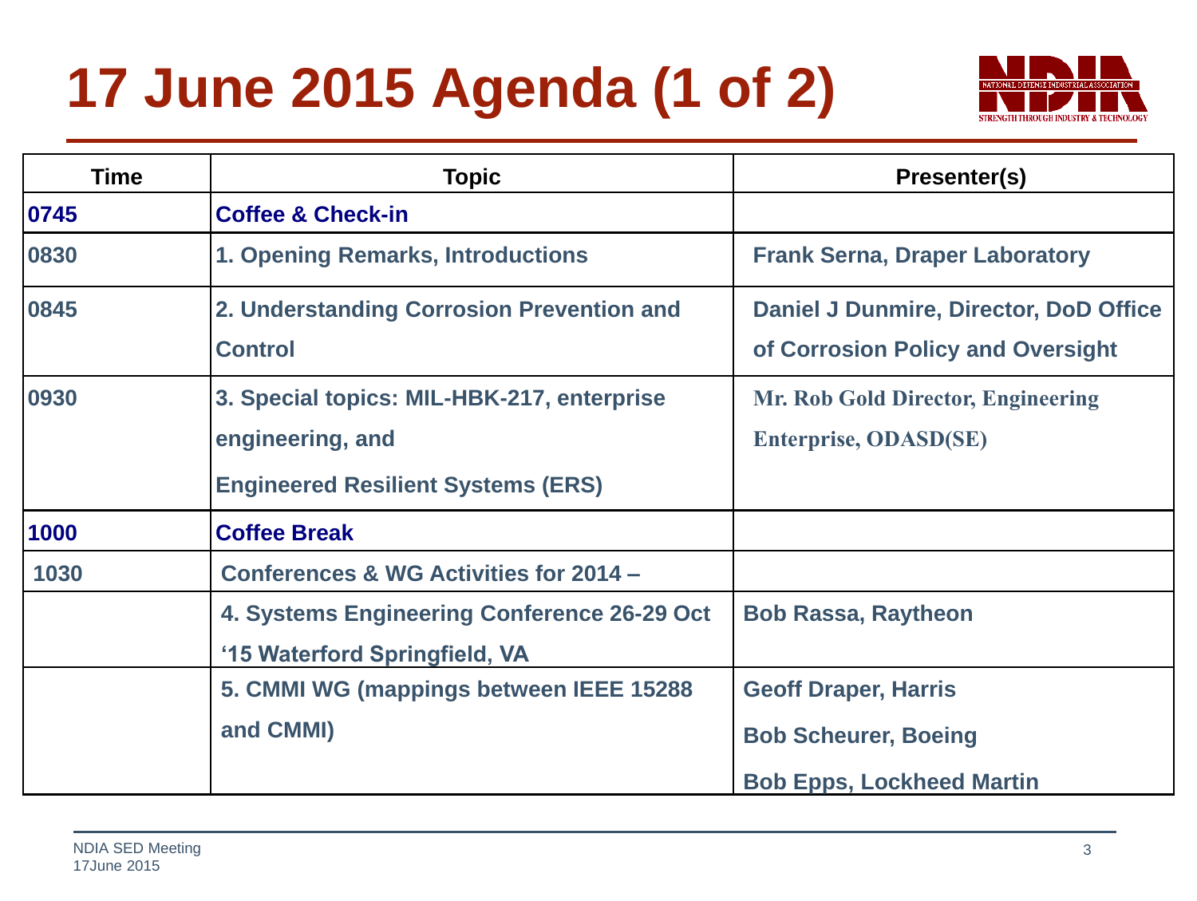# 17 June 2015 Agenda (1 of 2)

| Time | Topic | Presenter(s) |
| --- | --- | --- |
| 0745 | Coffee & Check-in | |
| 0830 | 1. Opening Remarks, Introductions | Frank Serna, Draper Laboratory |
| 0845 | 2. Understanding Corrosion Prevention and Control | Daniel J Dunmire, Director, DoD Office of Corrosion Policy and Oversight |
| 0930 | 3. Special topics: MIL-HBK-217, enterprise engineering, and Engineered Resilient Systems (ERS) | Mr. Rob Gold Director, Engineering Enterprise, ODASD(SE) |
| 1000 | Coffee Break | |
| 1030 | Conferences & WG Activities for 2014 – | |
| | 4. Systems Engineering Conference 26-29 Oct '15 Waterford Springfield, VA | Bob Rassa, Raytheon |
| | 5. CMMI WG (mappings between IEEE 15288 and CMMI) | Geoff Draper, Harris<br>Bob Scheurer, Boeing<br>Bob Epps, Lockheed Martin |

NDIA SED Meeting
17June 2015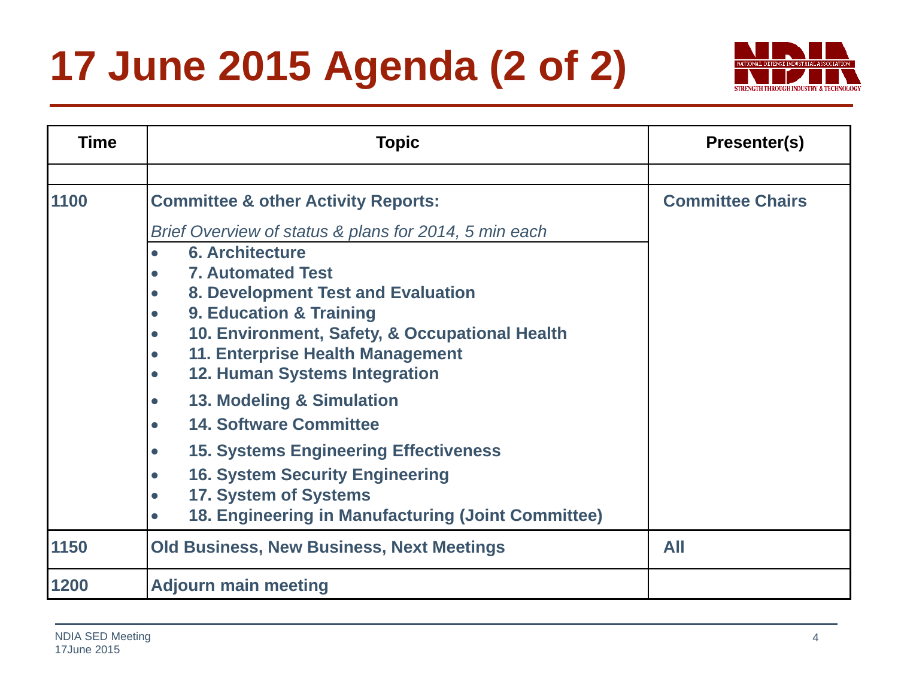# 17 June 2015 Agenda (2 of 2)

| Time | Topic | Presenter(s) |
|---|---|---|
| | | |
| 1100 | **Committee & other Activity Reports:**<br>*Brief Overview of status & plans for 2014, 5 min each*<br>• 6. Architecture<br>• 7. Automated Test<br>• 8. Development Test and Evaluation<br>• 9. Education & Training<br>• 10. Environment, Safety, & Occupational Health<br>• 11. Enterprise Health Management<br>• 12. Human Systems Integration<br>• 13. Modeling & Simulation<br>• 14. Software Committee<br>• 15. Systems Engineering Effectiveness<br>• 16. System Security Engineering<br>• 17. System of Systems<br>• 18. Engineering in Manufacturing (Joint Committee) | Committee Chairs |
| 1150 | Old Business, New Business, Next Meetings | All |
| 1200 | Adjourn main meeting | |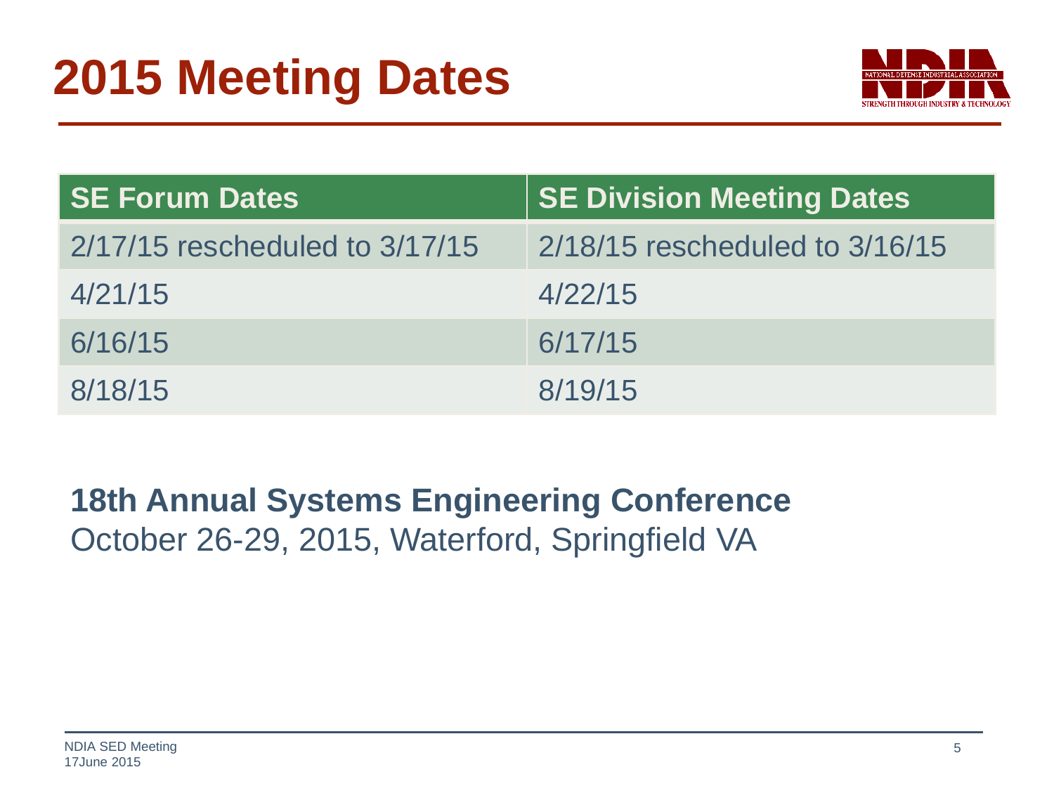# 2015 Meeting Dates

| SE Forum Dates | SE Division Meeting Dates |
|---|---|
| 2/17/15 rescheduled to 3/17/15 | 2/18/15 rescheduled to 3/16/15 |
| 4/21/15 | 4/22/15 |
| 6/16/15 | 6/17/15 |
| 8/18/15 | 8/19/15 |

**18th Annual Systems Engineering Conference**
October 26-29, 2015, Waterford, Springfield VA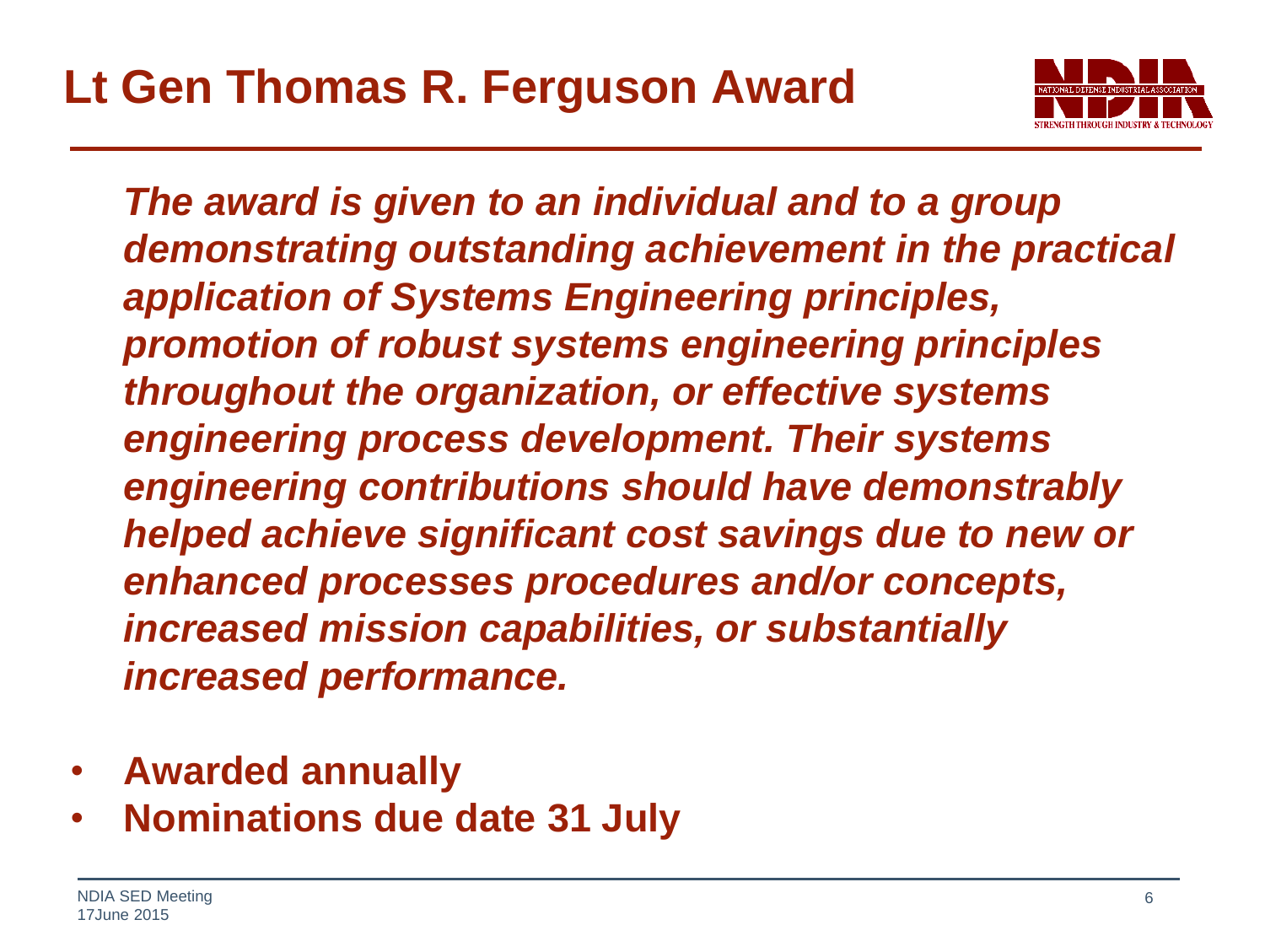# Lt Gen Thomas R. Ferguson Award

***The award is given to an individual and to a group demonstrating outstanding achievement in the practical application of Systems Engineering principles, promotion of robust systems engineering principles throughout the organization, or effective systems engineering process development. Their systems engineering contributions should have demonstrably helped achieve significant cost savings due to new or enhanced processes procedures and/or concepts, increased mission capabilities, or substantially increased performance.***

- **Awarded annually**
- **Nominations due date 31 July**